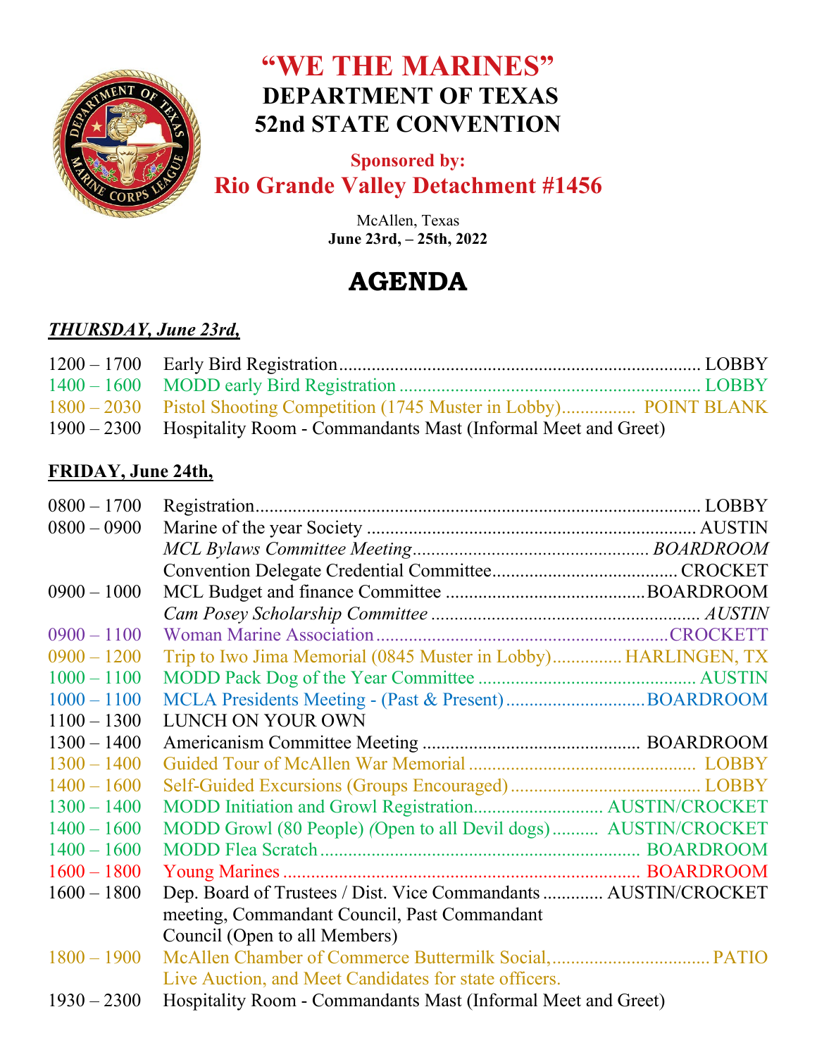# "WE THE MARINES"

## DEPARTMENT OF TEXAS
## 52nd STATE CONVENTION

**Sponsored by:**

**Rio Grande Valley Detachment #1456**

McAllen, Texas
**June 23rd, – 25th, 2022**

# AGENDA

***THURSDAY, June 23rd,***

| Time | Event | Location |
|---|---|---|
| 1200 – 1700 | Early Bird Registration | LOBBY |
| 1400 – 1600 | MODD early Bird Registration | LOBBY |
| 1800 – 2030 | Pistol Shooting Competition (1745 Muster in Lobby) | POINT BLANK |
| 1900 – 2300 | Hospitality Room - Commandants Mast (Informal Meet and Greet) | |

**FRIDAY, June 24th,**

| Time | Event | Location |
|---|---|---|
| 0800 – 1700 | Registration | LOBBY |
| 0800 – 0900 | Marine of the year Society | AUSTIN |
| | *MCL Bylaws Committee Meeting* | *BOARDROOM* |
| | Convention Delegate Credential Committee | CROCKET |
| 0900 – 1000 | MCL Budget and finance Committee | BOARDROOM |
| | *Cam Posey Scholarship Committee* | *AUSTIN* |
| 0900 – 1100 | Woman Marine Association | CROCKETT |
| 0900 – 1200 | Trip to Iwo Jima Memorial (0845 Muster in Lobby) | HARLINGEN, TX |
| 1000 – 1100 | MODD Pack Dog of the Year Committee | AUSTIN |
| 1000 – 1100 | MCLA Presidents Meeting - (Past & Present) | BOARDROOM |
| 1100 – 1300 | LUNCH ON YOUR OWN | |
| 1300 – 1400 | Americanism Committee Meeting | BOARDROOM |
| 1300 – 1400 | Guided Tour of McAllen War Memorial | LOBBY |
| 1400 – 1600 | Self-Guided Excursions (Groups Encouraged) | LOBBY |
| 1300 – 1400 | MODD Initiation and Growl Registration | AUSTIN/CROCKET |
| 1400 – 1600 | MODD Growl (80 People) *(*Open to all Devil dogs) | AUSTIN/CROCKET |
| 1400 – 1600 | MODD Flea Scratch | BOARDROOM |
| 1600 – 1800 | Young Marines | BOARDROOM |
| 1600 – 1800 | Dep. Board of Trustees / Dist. Vice Commandants meeting, Commandant Council, Past Commandant Council (Open to all Members) | AUSTIN/CROCKET |
| 1800 – 1900 | McAllen Chamber of Commerce Buttermilk Social, Live Auction, and Meet Candidates for state officers. | PATIO |
| 1930 – 2300 | Hospitality Room - Commandants Mast (Informal Meet and Greet) | |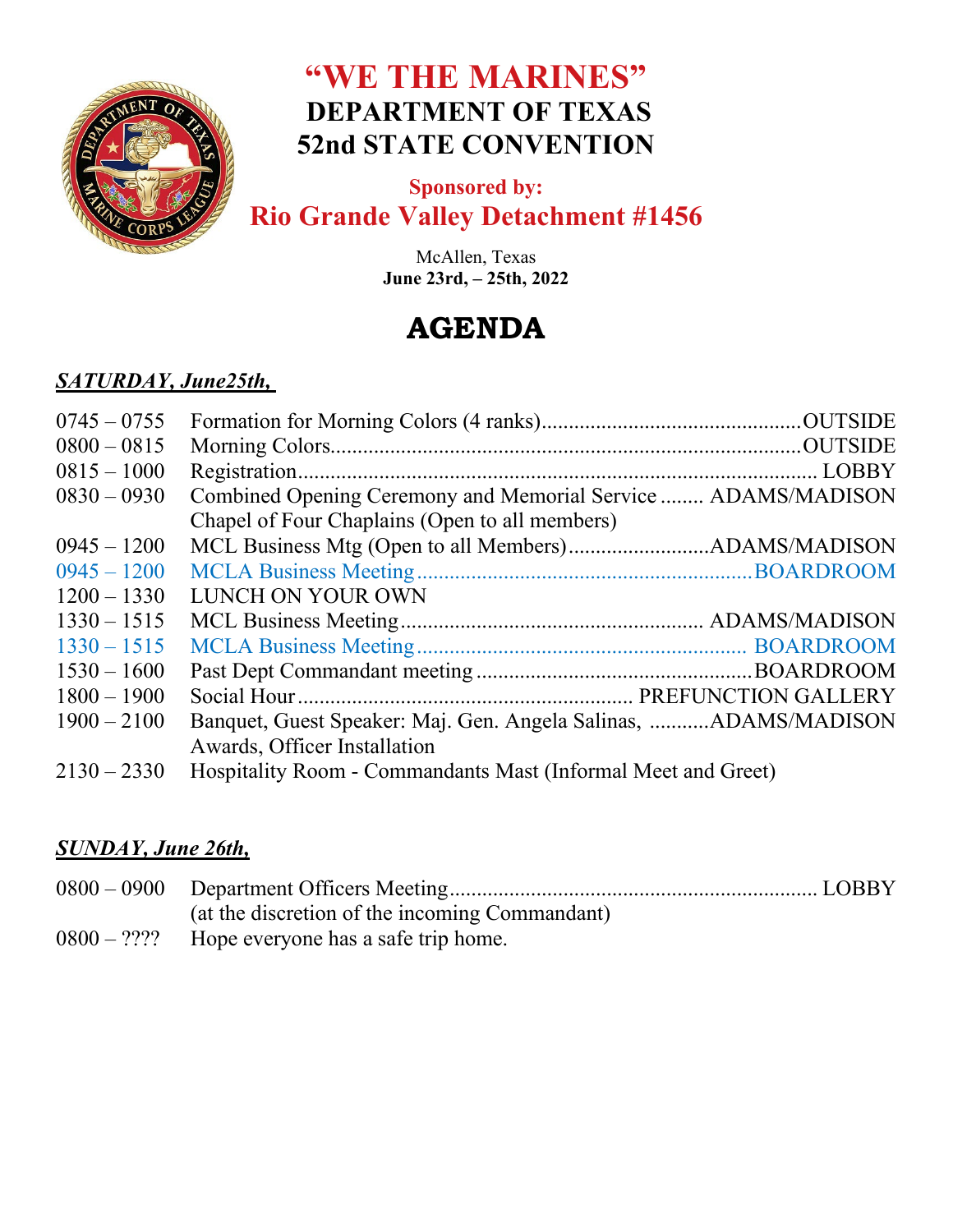# "WE THE MARINES"

## DEPARTMENT OF TEXAS
## 52nd STATE CONVENTION

**Sponsored by:**
**Rio Grande Valley Detachment #1456**

McAllen, Texas
**June 23rd, – 25th, 2022**

# AGENDA

***SATURDAY, June25th,***

| Time | Event | Location |
|---|---|---|
| 0745 – 0755 | Formation for Morning Colors (4 ranks) | OUTSIDE |
| 0800 – 0815 | Morning Colors | OUTSIDE |
| 0815 – 1000 | Registration | LOBBY |
| 0830 – 0930 | Combined Opening Ceremony and Memorial Service Chapel of Four Chaplains (Open to all members) | ADAMS/MADISON |
| 0945 – 1200 | MCL Business Mtg (Open to all Members) | ADAMS/MADISON |
| 0945 – 1200 | MCLA Business Meeting | BOARDROOM |
| 1200 – 1330 | LUNCH ON YOUR OWN | |
| 1330 – 1515 | MCL Business Meeting | ADAMS/MADISON |
| 1330 – 1515 | MCLA Business Meeting | BOARDROOM |
| 1530 – 1600 | Past Dept Commandant meeting | BOARDROOM |
| 1800 – 1900 | Social Hour | PREFUNCTION GALLERY |
| 1900 – 2100 | Banquet, Guest Speaker: Maj. Gen. Angela Salinas, Awards, Officer Installation | ADAMS/MADISON |
| 2130 – 2330 | Hospitality Room - Commandants Mast (Informal Meet and Greet) | |

***SUNDAY, June 26th,***

| Time | Event | Location |
|---|---|---|
| 0800 – 0900 | Department Officers Meeting (at the discretion of the incoming Commandant) | LOBBY |
| 0800 – ???? | Hope everyone has a safe trip home. | |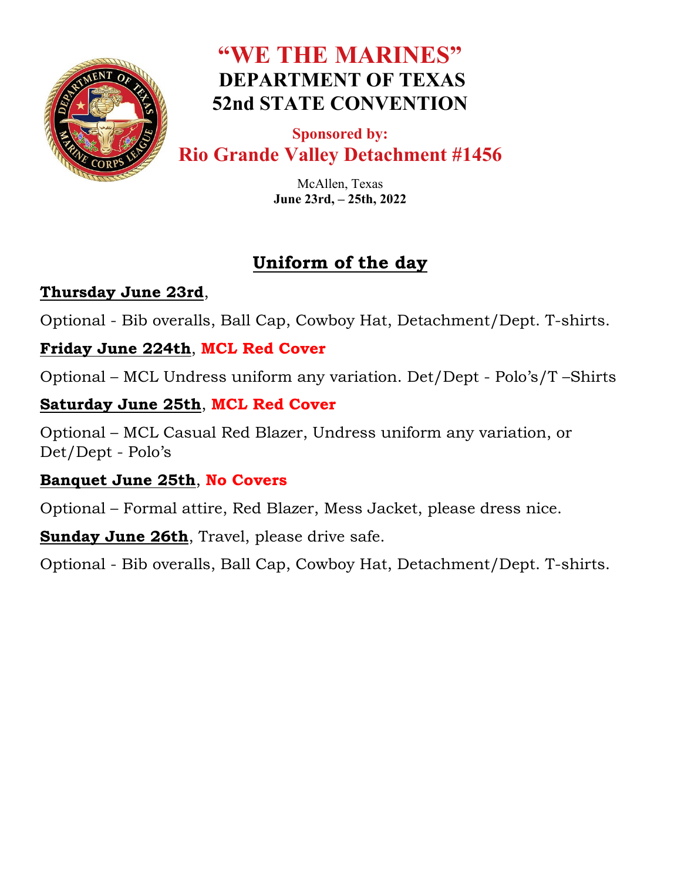# "WE THE MARINES"

## DEPARTMENT OF TEXAS
## 52nd STATE CONVENTION

**Sponsored by:**

**Rio Grande Valley Detachment #1456**

McAllen, Texas
**June 23rd, – 25th, 2022**

## Uniform of the day

**Thursday June 23rd**,

Optional - Bib overalls, Ball Cap, Cowboy Hat, Detachment/Dept. T-shirts.

**Friday June 224th**, **MCL Red Cover**

Optional – MCL Undress uniform any variation. Det/Dept - Polo's/T –Shirts

**Saturday June 25th**, **MCL Red Cover**

Optional – MCL Casual Red Blazer, Undress uniform any variation, or Det/Dept - Polo's

**Banquet June 25th**, **No Covers**

Optional – Formal attire, Red Blazer, Mess Jacket, please dress nice.

**Sunday June 26th**, Travel, please drive safe.

Optional - Bib overalls, Ball Cap, Cowboy Hat, Detachment/Dept. T-shirts.